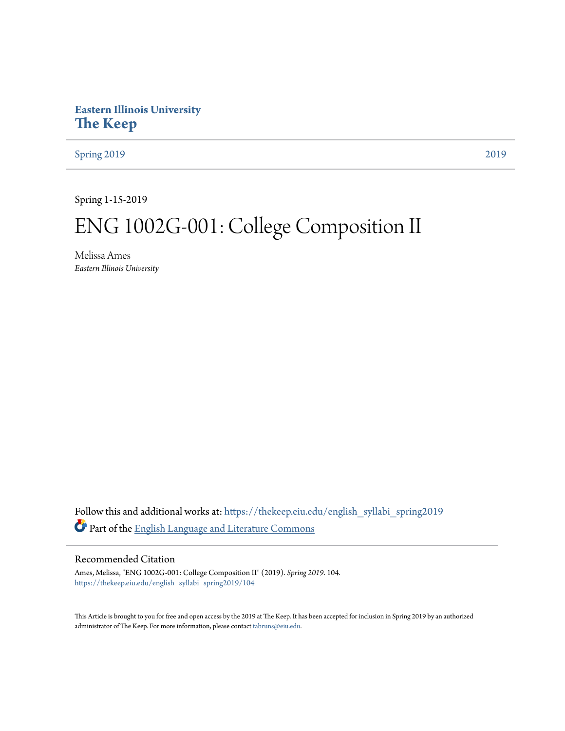**Eastern Illinois University**

# The Keep

Spring 2019 | 2019

Spring 1-15-2019

# ENG 1002G-001: College Composition II

Melissa Ames

*Eastern Illinois University*

Follow this and additional works at: https://thekeep.eiu.edu/english_syllabi_spring2019

Part of the English Language and Literature Commons

## Recommended Citation

Ames, Melissa, "ENG 1002G-001: College Composition II" (2019). *Spring 2019*. 104.
https://thekeep.eiu.edu/english_syllabi_spring2019/104

This Article is brought to you for free and open access by the 2019 at The Keep. It has been accepted for inclusion in Spring 2019 by an authorized administrator of The Keep. For more information, please contact tabruns@eiu.edu.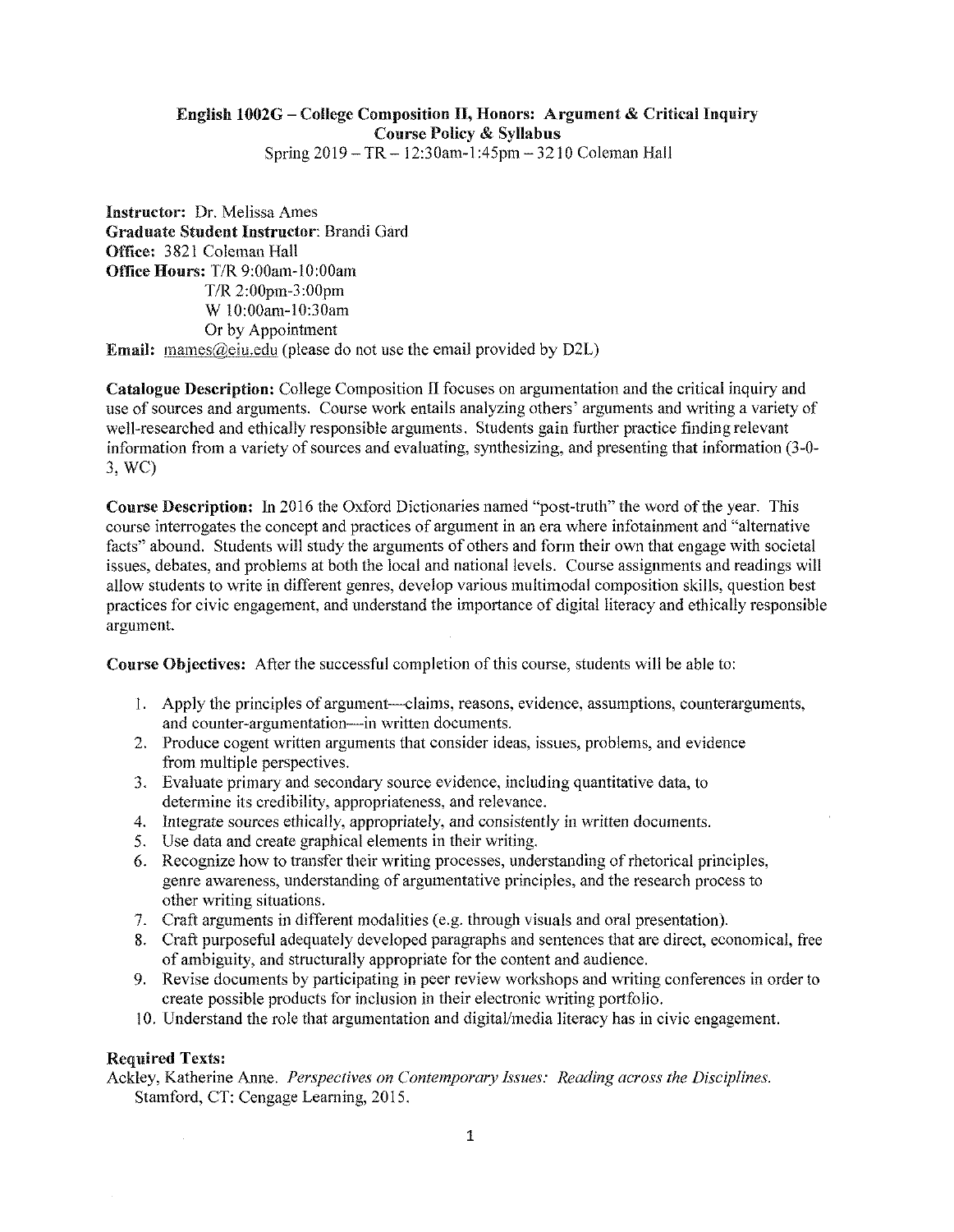**English 1002G – College Composition II, Honors: Argument & Critical Inquiry**
**Course Policy & Syllabus**
Spring 2019 – TR – 12:30am-1:45pm – 3210 Coleman Hall

**Instructor:** Dr. Melissa Ames
**Graduate Student Instructor**: Brandi Gard
**Office:** 3821 Coleman Hall
**Office Hours:** T/R 9:00am-10:00am
T/R 2:00pm-3:00pm
W 10:00am-10:30am
Or by Appointment
**Email:** mames@eiu.edu (please do not use the email provided by D2L)

**Catalogue Description:** College Composition II focuses on argumentation and the critical inquiry and use of sources and arguments. Course work entails analyzing others' arguments and writing a variety of well-researched and ethically responsible arguments. Students gain further practice finding relevant information from a variety of sources and evaluating, synthesizing, and presenting that information (3-0-3, WC)

**Course Description:** In 2016 the Oxford Dictionaries named "post-truth" the word of the year. This course interrogates the concept and practices of argument in an era where infotainment and "alternative facts" abound. Students will study the arguments of others and form their own that engage with societal issues, debates, and problems at both the local and national levels. Course assignments and readings will allow students to write in different genres, develop various multimodal composition skills, question best practices for civic engagement, and understand the importance of digital literacy and ethically responsible argument.

**Course Objectives:** After the successful completion of this course, students will be able to:

1. Apply the principles of argument—claims, reasons, evidence, assumptions, counterarguments, and counter-argumentation—in written documents.
2. Produce cogent written arguments that consider ideas, issues, problems, and evidence from multiple perspectives.
3. Evaluate primary and secondary source evidence, including quantitative data, to determine its credibility, appropriateness, and relevance.
4. Integrate sources ethically, appropriately, and consistently in written documents.
5. Use data and create graphical elements in their writing.
6. Recognize how to transfer their writing processes, understanding of rhetorical principles, genre awareness, understanding of argumentative principles, and the research process to other writing situations.
7. Craft arguments in different modalities (e.g. through visuals and oral presentation).
8. Craft purposeful adequately developed paragraphs and sentences that are direct, economical, free of ambiguity, and structurally appropriate for the content and audience.
9. Revise documents by participating in peer review workshops and writing conferences in order to create possible products for inclusion in their electronic writing portfolio.
10. Understand the role that argumentation and digital/media literacy has in civic engagement.

**Required Texts:**

Ackley, Katherine Anne. *Perspectives on Contemporary Issues: Reading across the Disciplines.* Stamford, CT: Cengage Learning, 2015.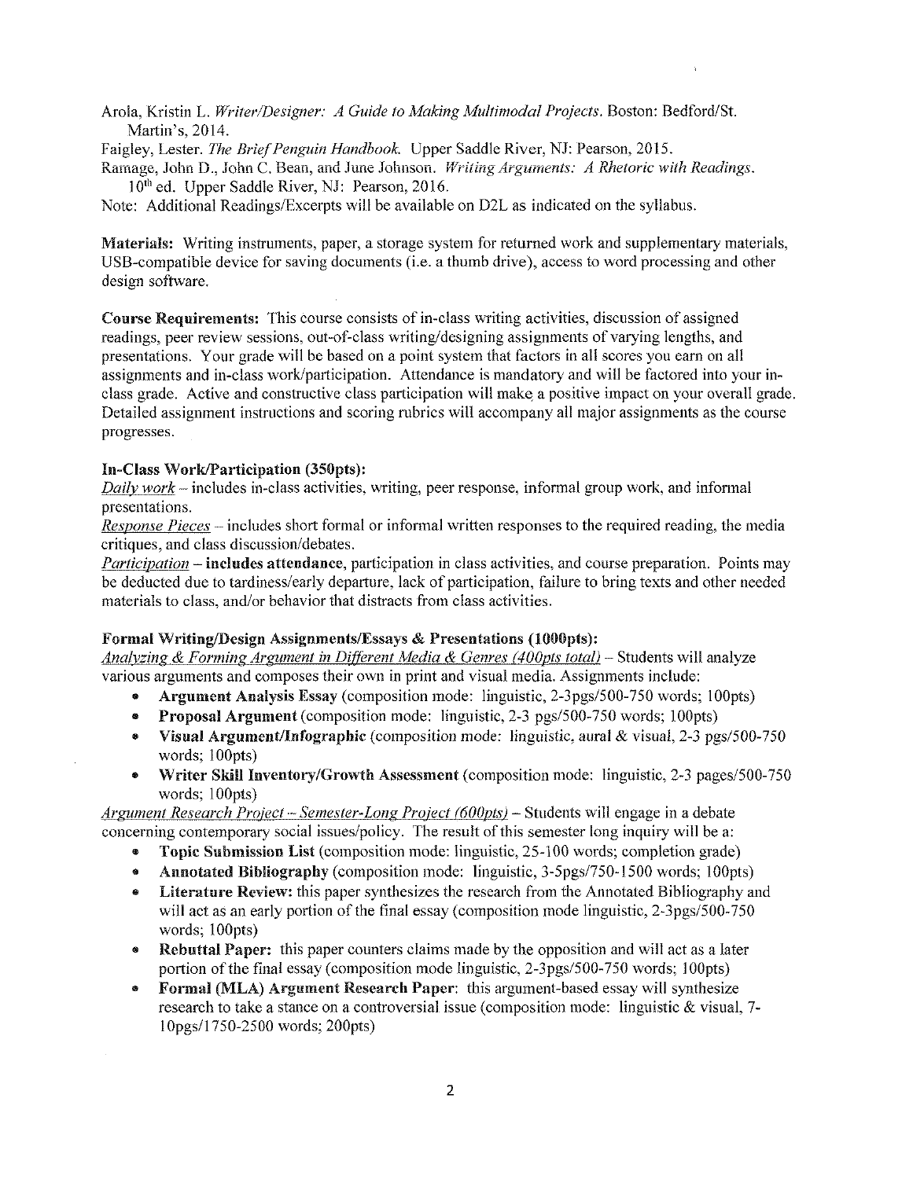Arola, Kristin L. *Writer/Designer: A Guide to Making Multimodal Projects*. Boston: Bedford/St. Martin's, 2014.

Faigley, Lester. *The Brief Penguin Handbook*. Upper Saddle River, NJ: Pearson, 2015.

Ramage, John D., John C. Bean, and June Johnson. *Writing Arguments: A Rhetoric with Readings*. 10th ed. Upper Saddle River, NJ: Pearson, 2016.

Note: Additional Readings/Excerpts will be available on D2L as indicated on the syllabus.

**Materials:** Writing instruments, paper, a storage system for returned work and supplementary materials, USB-compatible device for saving documents (i.e. a thumb drive), access to word processing and other design software.

**Course Requirements:** This course consists of in-class writing activities, discussion of assigned readings, peer review sessions, out-of-class writing/designing assignments of varying lengths, and presentations. Your grade will be based on a point system that factors in all scores you earn on all assignments and in-class work/participation. Attendance is mandatory and will be factored into your in-class grade. Active and constructive class participation will make a positive impact on your overall grade. Detailed assignment instructions and scoring rubrics will accompany all major assignments as the course progresses.

**In-Class Work/Participation (350pts):**

*Daily work* – includes in-class activities, writing, peer response, informal group work, and informal presentations.

*Response Pieces* – includes short formal or informal written responses to the required reading, the media critiques, and class discussion/debates.

*Participation* – **includes attendance**, participation in class activities, and course preparation. Points may be deducted due to tardiness/early departure, lack of participation, failure to bring texts and other needed materials to class, and/or behavior that distracts from class activities.

**Formal Writing/Design Assignments/Essays & Presentations (1000pts):**

*Analyzing & Forming Argument in Different Media & Genres (400pts total)* – Students will analyze various arguments and composes their own in print and visual media. Assignments include:

- **Argument Analysis Essay** (composition mode: linguistic, 2-3pgs/500-750 words; 100pts)
- **Proposal Argument** (composition mode: linguistic, 2-3 pgs/500-750 words; 100pts)
- **Visual Argument/Infographic** (composition mode: linguistic, aural & visual, 2-3 pgs/500-750 words; 100pts)
- **Writer Skill Inventory/Growth Assessment** (composition mode: linguistic, 2-3 pages/500-750 words; 100pts)

*Argument Research Project – Semester-Long Project (600pts)* – Students will engage in a debate concerning contemporary social issues/policy. The result of this semester long inquiry will be a:

- **Topic Submission List** (composition mode: linguistic, 25-100 words; completion grade)
- **Annotated Bibliography** (composition mode: linguistic, 3-5pgs/750-1500 words; 100pts)
- **Literature Review:** this paper synthesizes the research from the Annotated Bibliography and will act as an early portion of the final essay (composition mode linguistic, 2-3pgs/500-750 words; 100pts)
- **Rebuttal Paper:** this paper counters claims made by the opposition and will act as a later portion of the final essay (composition mode linguistic, 2-3pgs/500-750 words; 100pts)
- **Formal (MLA) Argument Research Paper**: this argument-based essay will synthesize research to take a stance on a controversial issue (composition mode: linguistic & visual, 7-10pgs/1750-2500 words; 200pts)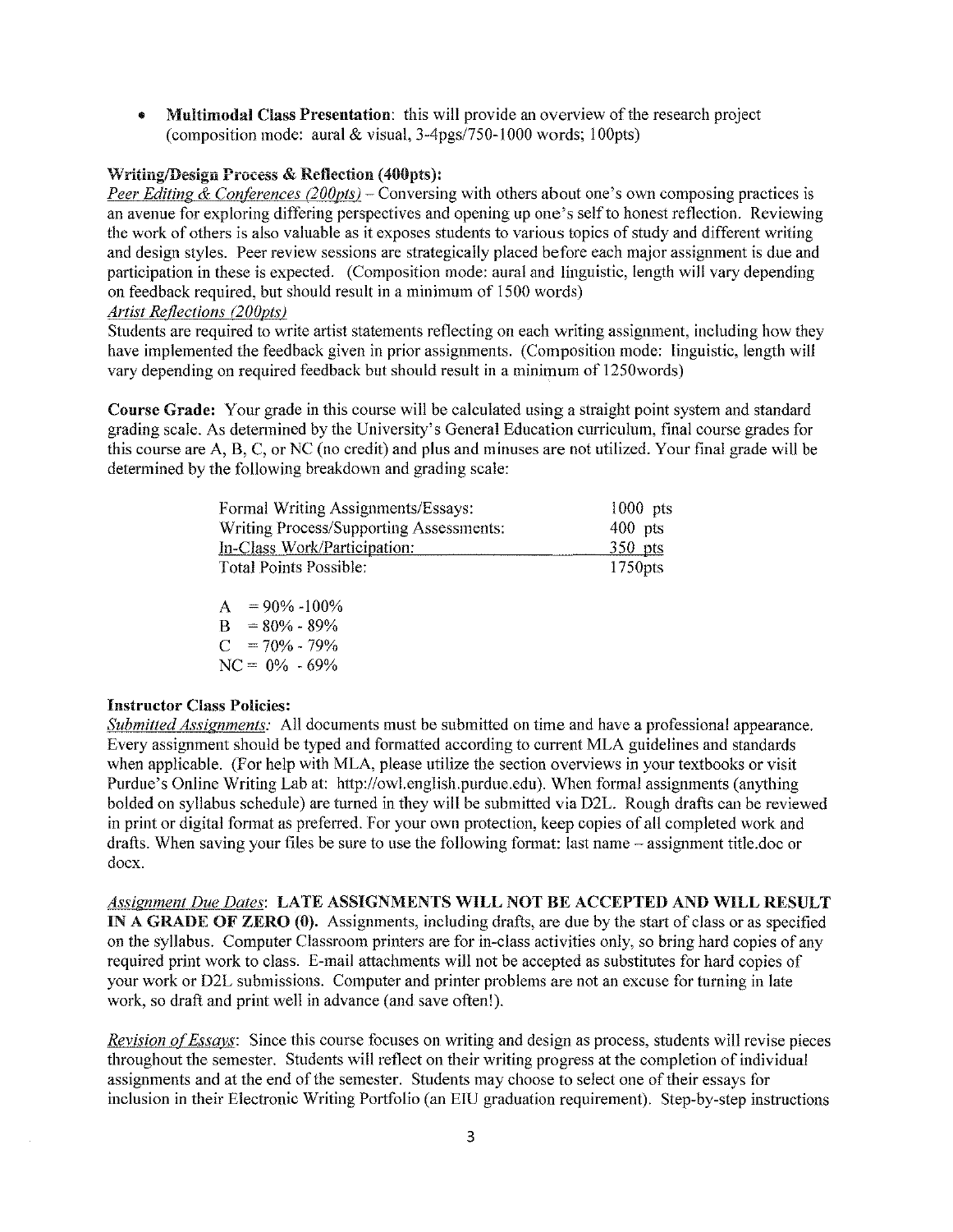- **Multimodal Class Presentation**: this will provide an overview of the research project (composition mode: aural & visual, 3-4pgs/750-1000 words; 100pts)

**Writing/Design Process & Reflection (400pts):**

*Peer Editing & Conferences (200pts)* – Conversing with others about one's own composing practices is an avenue for exploring differing perspectives and opening up one's self to honest reflection. Reviewing the work of others is also valuable as it exposes students to various topics of study and different writing and design styles. Peer review sessions are strategically placed before each major assignment is due and participation in these is expected. (Composition mode: aural and linguistic, length will vary depending on feedback required, but should result in a minimum of 1500 words)

*Artist Reflections (200pts)*

Students are required to write artist statements reflecting on each writing assignment, including how they have implemented the feedback given in prior assignments. (Composition mode: linguistic, length will vary depending on required feedback but should result in a minimum of 1250words)

**Course Grade:** Your grade in this course will be calculated using a straight point system and standard grading scale. As determined by the University's General Education curriculum, final course grades for this course are A, B, C, or NC (no credit) and plus and minuses are not utilized. Your final grade will be determined by the following breakdown and grading scale:

| | |
|---|---|
| Formal Writing Assignments/Essays: | 1000 pts |
| Writing Process/Supporting Assessments: | 400 pts |
| In-Class Work/Participation: | 350 pts |
| Total Points Possible: | 1750pts |

A = 90% -100%
B = 80% - 89%
C = 70% - 79%
NC = 0% - 69%

**Instructor Class Policies:**

*Submitted Assignments:* All documents must be submitted on time and have a professional appearance. Every assignment should be typed and formatted according to current MLA guidelines and standards when applicable. (For help with MLA, please utilize the section overviews in your textbooks or visit Purdue's Online Writing Lab at: http://owl.english.purdue.edu). When formal assignments (anything bolded on syllabus schedule) are turned in they will be submitted via D2L. Rough drafts can be reviewed in print or digital format as preferred. For your own protection, keep copies of all completed work and drafts. When saving your files be sure to use the following format: last name – assignment title.doc or docx.

*Assignment Due Dates*: **LATE ASSIGNMENTS WILL NOT BE ACCEPTED AND WILL RESULT IN A GRADE OF ZERO (0).** Assignments, including drafts, are due by the start of class or as specified on the syllabus. Computer Classroom printers are for in-class activities only, so bring hard copies of any required print work to class. E-mail attachments will not be accepted as substitutes for hard copies of your work or D2L submissions. Computer and printer problems are not an excuse for turning in late work, so draft and print well in advance (and save often!).

*Revision of Essays*: Since this course focuses on writing and design as process, students will revise pieces throughout the semester. Students will reflect on their writing progress at the completion of individual assignments and at the end of the semester. Students may choose to select one of their essays for inclusion in their Electronic Writing Portfolio (an EIU graduation requirement). Step-by-step instructions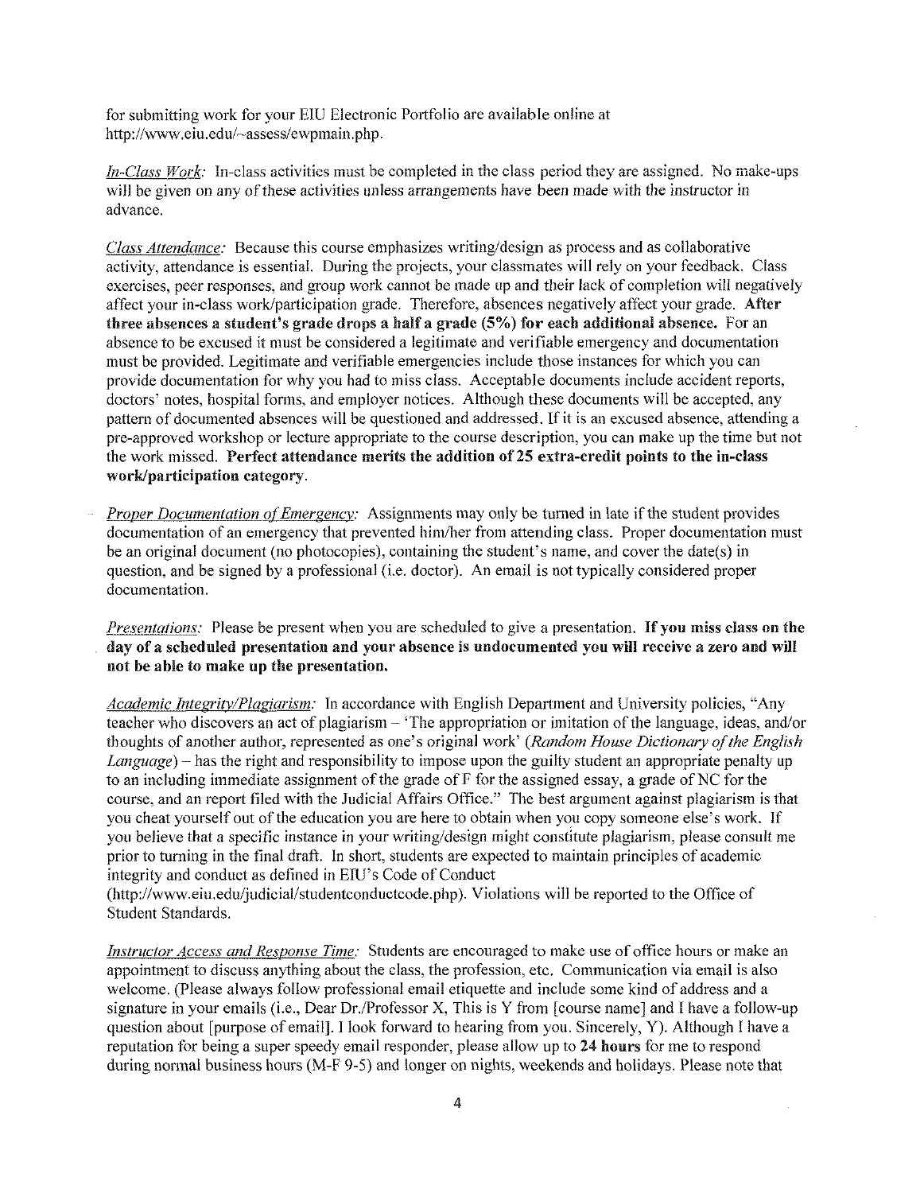for submitting work for your EIU Electronic Portfolio are available online at http://www.eiu.edu/~assess/ewpmain.php.

*In-Class Work:* In-class activities must be completed in the class period they are assigned. No make-ups will be given on any of these activities unless arrangements have been made with the instructor in advance.

*Class Attendance:* Because this course emphasizes writing/design as process and as collaborative activity, attendance is essential. During the projects, your classmates will rely on your feedback. Class exercises, peer responses, and group work cannot be made up and their lack of completion will negatively affect your in-class work/participation grade. Therefore, absences negatively affect your grade. **After three absences a student's grade drops a half a grade (5%) for each additional absence.** For an absence to be excused it must be considered a legitimate and verifiable emergency and documentation must be provided. Legitimate and verifiable emergencies include those instances for which you can provide documentation for why you had to miss class. Acceptable documents include accident reports, doctors' notes, hospital forms, and employer notices. Although these documents will be accepted, any pattern of documented absences will be questioned and addressed. If it is an excused absence, attending a pre-approved workshop or lecture appropriate to the course description, you can make up the time but not the work missed. **Perfect attendance merits the addition of 25 extra-credit points to the in-class work/participation category.**

*Proper Documentation of Emergency:* Assignments may only be turned in late if the student provides documentation of an emergency that prevented him/her from attending class. Proper documentation must be an original document (no photocopies), containing the student's name, and cover the date(s) in question, and be signed by a professional (i.e. doctor). An email is not typically considered proper documentation.

*Presentations:* Please be present when you are scheduled to give a presentation. **If you miss class on the day of a scheduled presentation and your absence is undocumented you will receive a zero and will not be able to make up the presentation.**

*Academic Integrity/Plagiarism:* In accordance with English Department and University policies, "Any teacher who discovers an act of plagiarism – 'The appropriation or imitation of the language, ideas, and/or thoughts of another author, represented as one's original work' (*Random House Dictionary of the English Language*) – has the right and responsibility to impose upon the guilty student an appropriate penalty up to an including immediate assignment of the grade of F for the assigned essay, a grade of NC for the course, and an report filed with the Judicial Affairs Office." The best argument against plagiarism is that you cheat yourself out of the education you are here to obtain when you copy someone else's work. If you believe that a specific instance in your writing/design might constitute plagiarism, please consult me prior to turning in the final draft. In short, students are expected to maintain principles of academic integrity and conduct as defined in EIU's Code of Conduct (http://www.eiu.edu/judicial/studentconductcode.php). Violations will be reported to the Office of Student Standards.

*Instructor Access and Response Time:* Students are encouraged to make use of office hours or make an appointment to discuss anything about the class, the profession, etc. Communication via email is also welcome. (Please always follow professional email etiquette and include some kind of address and a signature in your emails (i.e., Dear Dr./Professor X, This is Y from [course name] and I have a follow-up question about [purpose of email]. I look forward to hearing from you. Sincerely, Y). Although I have a reputation for being a super speedy email responder, please allow up to **24 hours** for me to respond during normal business hours (M-F 9-5) and longer on nights, weekends and holidays. Please note that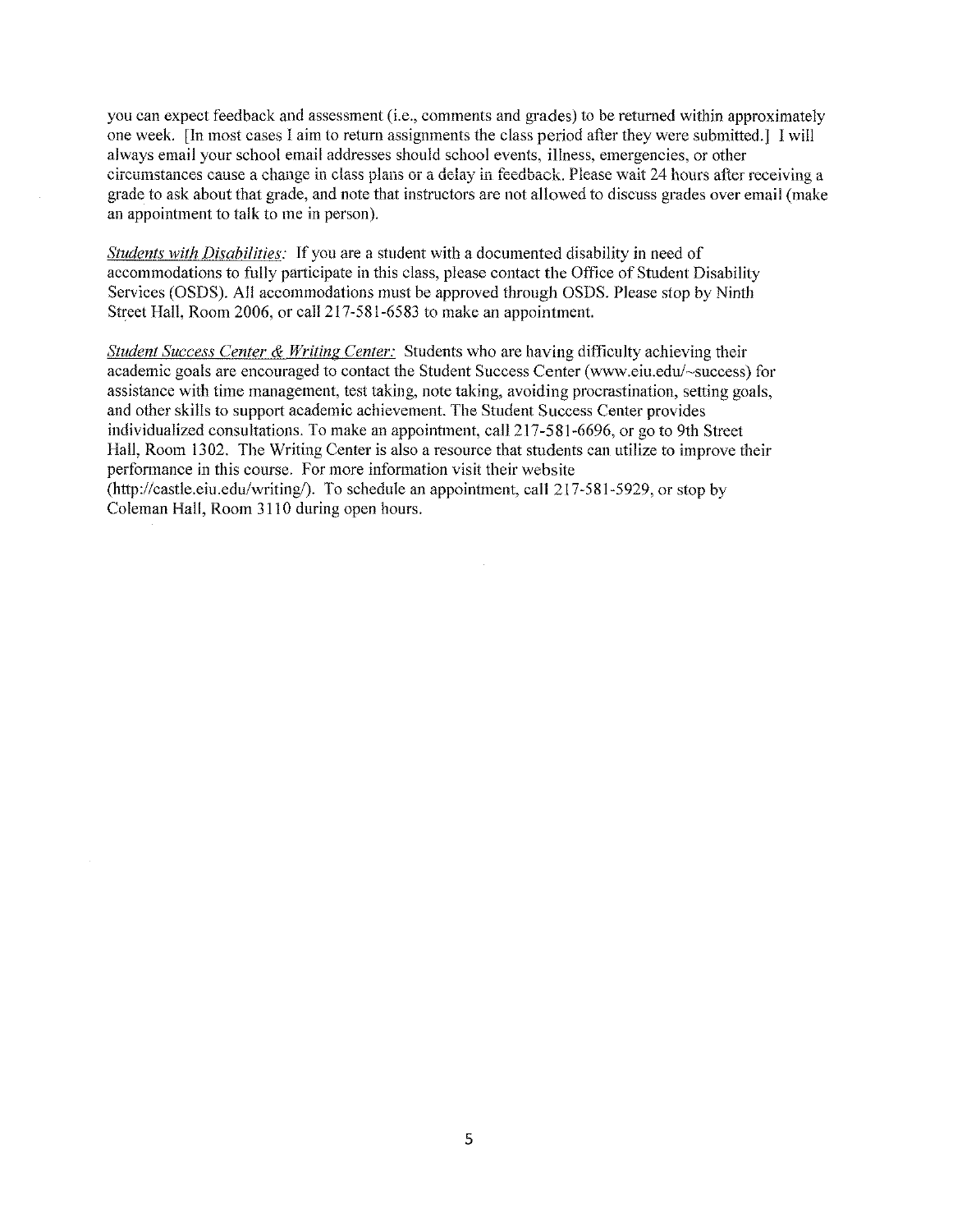you can expect feedback and assessment (i.e., comments and grades) to be returned within approximately one week. [In most cases I aim to return assignments the class period after they were submitted.] I will always email your school email addresses should school events, illness, emergencies, or other circumstances cause a change in class plans or a delay in feedback. Please wait 24 hours after receiving a grade to ask about that grade, and note that instructors are not allowed to discuss grades over email (make an appointment to talk to me in person).

*Students with Disabilities:* If you are a student with a documented disability in need of accommodations to fully participate in this class, please contact the Office of Student Disability Services (OSDS). All accommodations must be approved through OSDS. Please stop by Ninth Street Hall, Room 2006, or call 217-581-6583 to make an appointment.

*Student Success Center & Writing Center:* Students who are having difficulty achieving their academic goals are encouraged to contact the Student Success Center (www.eiu.edu/~success) for assistance with time management, test taking, note taking, avoiding procrastination, setting goals, and other skills to support academic achievement. The Student Success Center provides individualized consultations. To make an appointment, call 217-581-6696, or go to 9th Street Hall, Room 1302. The Writing Center is also a resource that students can utilize to improve their performance in this course. For more information visit their website (http://castle.eiu.edu/writing/). To schedule an appointment, call 217-581-5929, or stop by Coleman Hall, Room 3110 during open hours.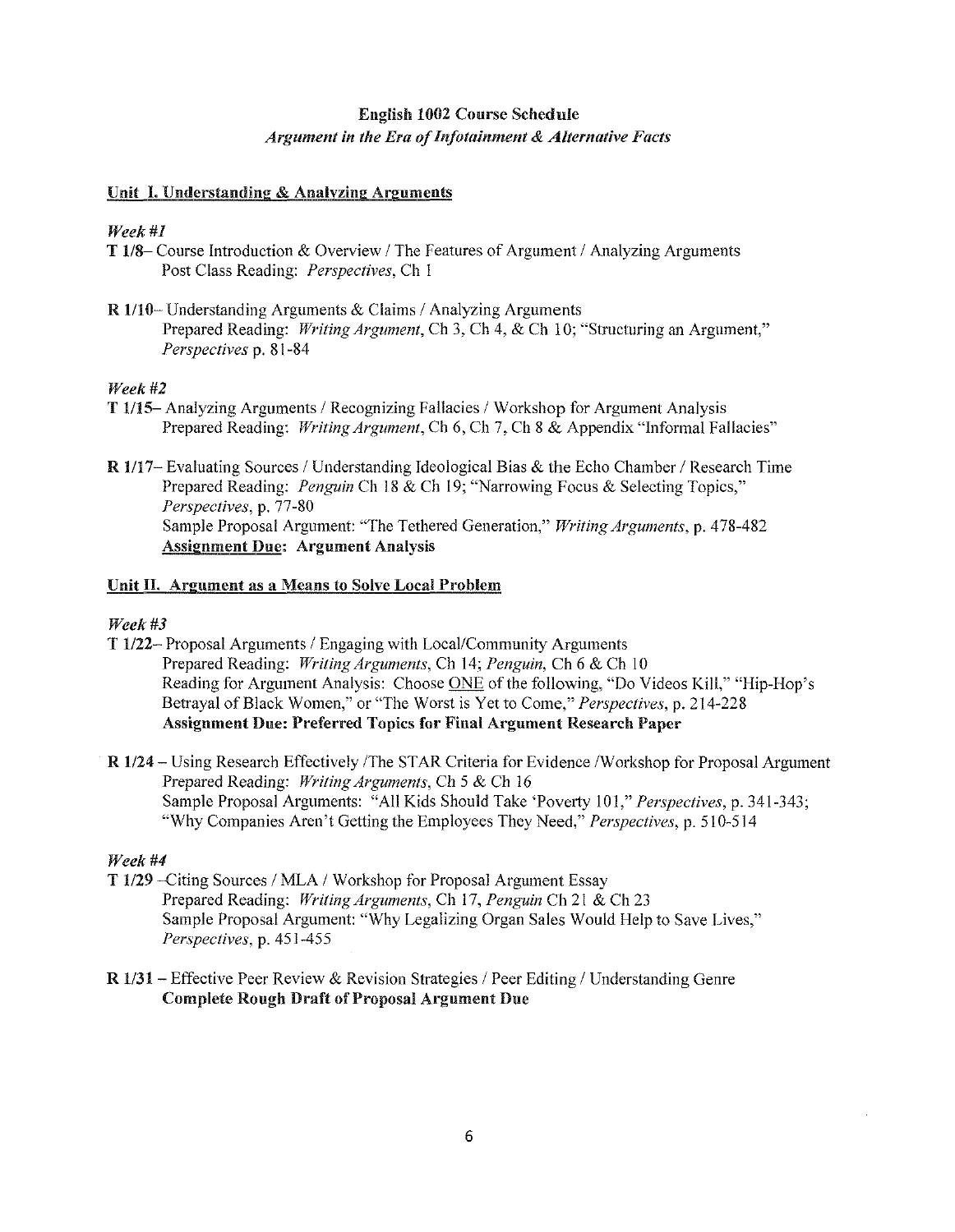**English 1002 Course Schedule**

***Argument in the Era of Infotainment & Alternative Facts***

**Unit I. Understanding & Analyzing Arguments**

*Week #1*

**T 1/8**– Course Introduction & Overview / The Features of Argument / Analyzing Arguments
Post Class Reading: *Perspectives*, Ch 1

**R 1/10**– Understanding Arguments & Claims / Analyzing Arguments
Prepared Reading: *Writing Argument*, Ch 3, Ch 4, & Ch 10; "Structuring an Argument," *Perspectives* p. 81-84

*Week #2*

**T 1/15**– Analyzing Arguments / Recognizing Fallacies / Workshop for Argument Analysis
Prepared Reading: *Writing Argument*, Ch 6, Ch 7, Ch 8 & Appendix "Informal Fallacies"

**R 1/17**– Evaluating Sources / Understanding Ideological Bias & the Echo Chamber / Research Time
Prepared Reading: *Penguin* Ch 18 & Ch 19; "Narrowing Focus & Selecting Topics," *Perspectives*, p. 77-80
Sample Proposal Argument: "The Tethered Generation," *Writing Arguments*, p. 478-482
**Assignment Due: Argument Analysis**

**Unit II. Argument as a Means to Solve Local Problem**

*Week #3*

T 1/22– Proposal Arguments / Engaging with Local/Community Arguments
Prepared Reading: *Writing Arguments*, Ch 14; *Penguin*, Ch 6 & Ch 10
Reading for Argument Analysis: Choose ONE of the following, "Do Videos Kill," "Hip-Hop's Betrayal of Black Women," or "The Worst is Yet to Come," *Perspectives*, p. 214-228
**Assignment Due: Preferred Topics for Final Argument Research Paper**

**R 1/24** – Using Research Effectively /The STAR Criteria for Evidence /Workshop for Proposal Argument
Prepared Reading: *Writing Arguments*, Ch 5 & Ch 16
Sample Proposal Arguments: "All Kids Should Take 'Poverty 101," *Perspectives*, p. 341-343; "Why Companies Aren't Getting the Employees They Need," *Perspectives*, p. 510-514

*Week #4*

**T 1/29** –Citing Sources / MLA / Workshop for Proposal Argument Essay
Prepared Reading: *Writing Arguments*, Ch 17, *Penguin* Ch 21 & Ch 23
Sample Proposal Argument: "Why Legalizing Organ Sales Would Help to Save Lives," *Perspectives*, p. 451-455

**R 1/31** – Effective Peer Review & Revision Strategies / Peer Editing / Understanding Genre
**Complete Rough Draft of Proposal Argument Due**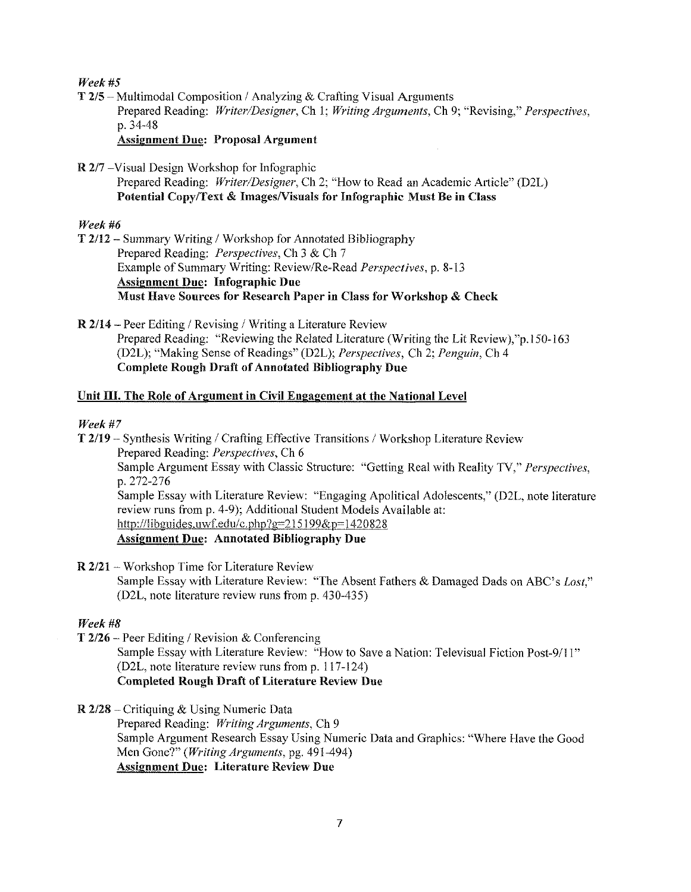*Week #5*

**T 2/5** – Multimodal Composition / Analyzing & Crafting Visual Arguments
Prepared Reading: *Writer/Designer*, Ch 1; *Writing Arguments*, Ch 9; "Revising," *Perspectives*, p. 34-48
**<u>Assignment Due</u>: Proposal Argument**

**R 2/7** –Visual Design Workshop for Infographic
Prepared Reading: *Writer/Designer*, Ch 2; "How to Read an Academic Article" (D2L)
**Potential Copy/Text & Images/Visuals for Infographic Must Be in Class**

*Week #6*

**T 2/12** – Summary Writing / Workshop for Annotated Bibliography
Prepared Reading: *Perspectives*, Ch 3 & Ch 7
Example of Summary Writing: Review/Re-Read *Perspectives*, p. 8-13
**<u>Assignment Due</u>: Infographic Due**
**Must Have Sources for Research Paper in Class for Workshop & Check**

**R 2/14** – Peer Editing / Revising / Writing a Literature Review
Prepared Reading: "Reviewing the Related Literature (Writing the Lit Review),"p.150-163 (D2L); "Making Sense of Readings" (D2L); *Perspectives*, Ch 2; *Penguin*, Ch 4
**Complete Rough Draft of Annotated Bibliography Due**

## <u>Unit III. The Role of Argument in Civil Engagement at the National Level</u>

*Week #7*

**T 2/19** – Synthesis Writing / Crafting Effective Transitions / Workshop Literature Review
Prepared Reading: *Perspectives*, Ch 6
Sample Argument Essay with Classic Structure: "Getting Real with Reality TV," *Perspectives*, p. 272-276
Sample Essay with Literature Review: "Engaging Apolitical Adolescents," (D2L, note literature review runs from p. 4-9); Additional Student Models Available at: http://libguides.uwf.edu/c.php?g=215199&p=1420828
**<u>Assignment Due</u>: Annotated Bibliography Due**

**R 2/21** – Workshop Time for Literature Review
Sample Essay with Literature Review: "The Absent Fathers & Damaged Dads on ABC's *Lost*," (D2L, note literature review runs from p. 430-435)

*Week #8*

**T 2/26** – Peer Editing / Revision & Conferencing
Sample Essay with Literature Review: "How to Save a Nation: Televisual Fiction Post-9/11" (D2L, note literature review runs from p. 117-124)
**Completed Rough Draft of Literature Review Due**

**R 2/28** – Critiquing & Using Numeric Data
Prepared Reading: *Writing Arguments*, Ch 9
Sample Argument Research Essay Using Numeric Data and Graphics: "Where Have the Good Men Gone?" (*Writing Arguments*, pg. 491-494)
**<u>Assignment Due</u>: Literature Review Due**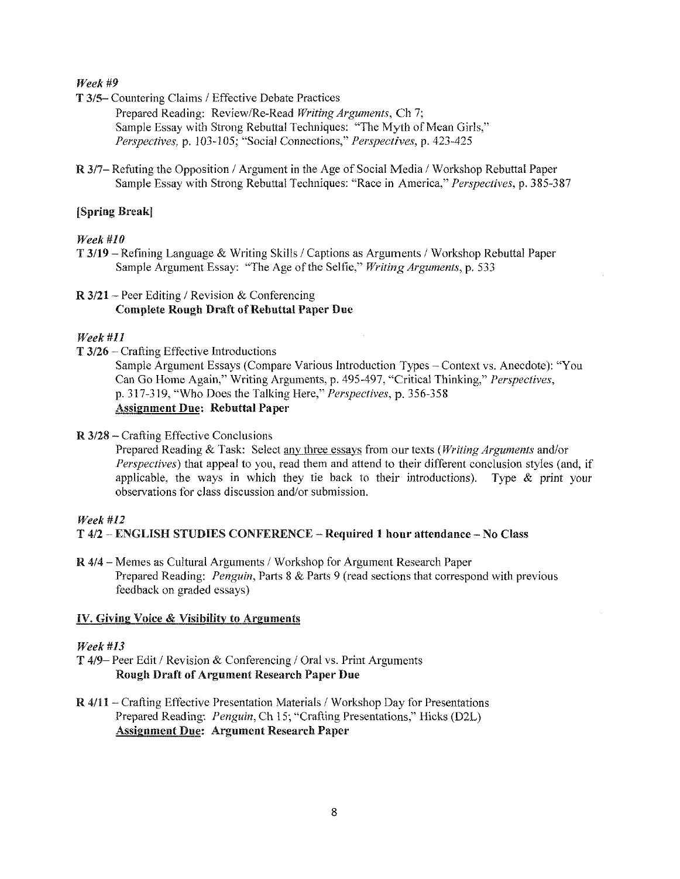*Week #9*

**T 3/5**– Countering Claims / Effective Debate Practices

Prepared Reading: Review/Re-Read *Writing Arguments*, Ch 7;
Sample Essay with Strong Rebuttal Techniques: "The Myth of Mean Girls," *Perspectives*, p. 103-105; "Social Connections," *Perspectives*, p. 423-425

**R 3/7**– Refuting the Opposition / Argument in the Age of Social Media / Workshop Rebuttal Paper

Sample Essay with Strong Rebuttal Techniques: "Race in America," *Perspectives*, p. 385-387

**[Spring Break]**

*Week #10*

**T 3/19** – Refining Language & Writing Skills / Captions as Arguments / Workshop Rebuttal Paper

Sample Argument Essay: "The Age of the Selfie," *Writing Arguments*, p. 533

**R 3/21** – Peer Editing / Revision & Conferencing

**Complete Rough Draft of Rebuttal Paper Due**

*Week #11*

**T 3/26** – Crafting Effective Introductions

Sample Argument Essays (Compare Various Introduction Types – Context vs. Anecdote): "You Can Go Home Again," Writing Arguments, p. 495-497, "Critical Thinking," *Perspectives*, p. 317-319, "Who Does the Talking Here," *Perspectives*, p. 356-358

**Assignment Due: Rebuttal Paper**

**R 3/28** – Crafting Effective Conclusions

Prepared Reading & Task: Select any three essays from our texts (*Writing Arguments* and/or *Perspectives*) that appeal to you, read them and attend to their different conclusion styles (and, if applicable, the ways in which they tie back to their introductions). Type & print your observations for class discussion and/or submission.

*Week #12*

**T 4/2 – ENGLISH STUDIES CONFERENCE – Required 1 hour attendance – No Class**

**R 4/4** – Memes as Cultural Arguments / Workshop for Argument Research Paper

Prepared Reading: *Penguin*, Parts 8 & Parts 9 (read sections that correspond with previous feedback on graded essays)

**IV. Giving Voice & Visibility to Arguments**

*Week #13*

**T 4/9**– Peer Edit / Revision & Conferencing / Oral vs. Print Arguments

**Rough Draft of Argument Research Paper Due**

**R 4/11** – Crafting Effective Presentation Materials / Workshop Day for Presentations

Prepared Reading: *Penguin*, Ch 15; "Crafting Presentations," Hicks (D2L)

**Assignment Due: Argument Research Paper**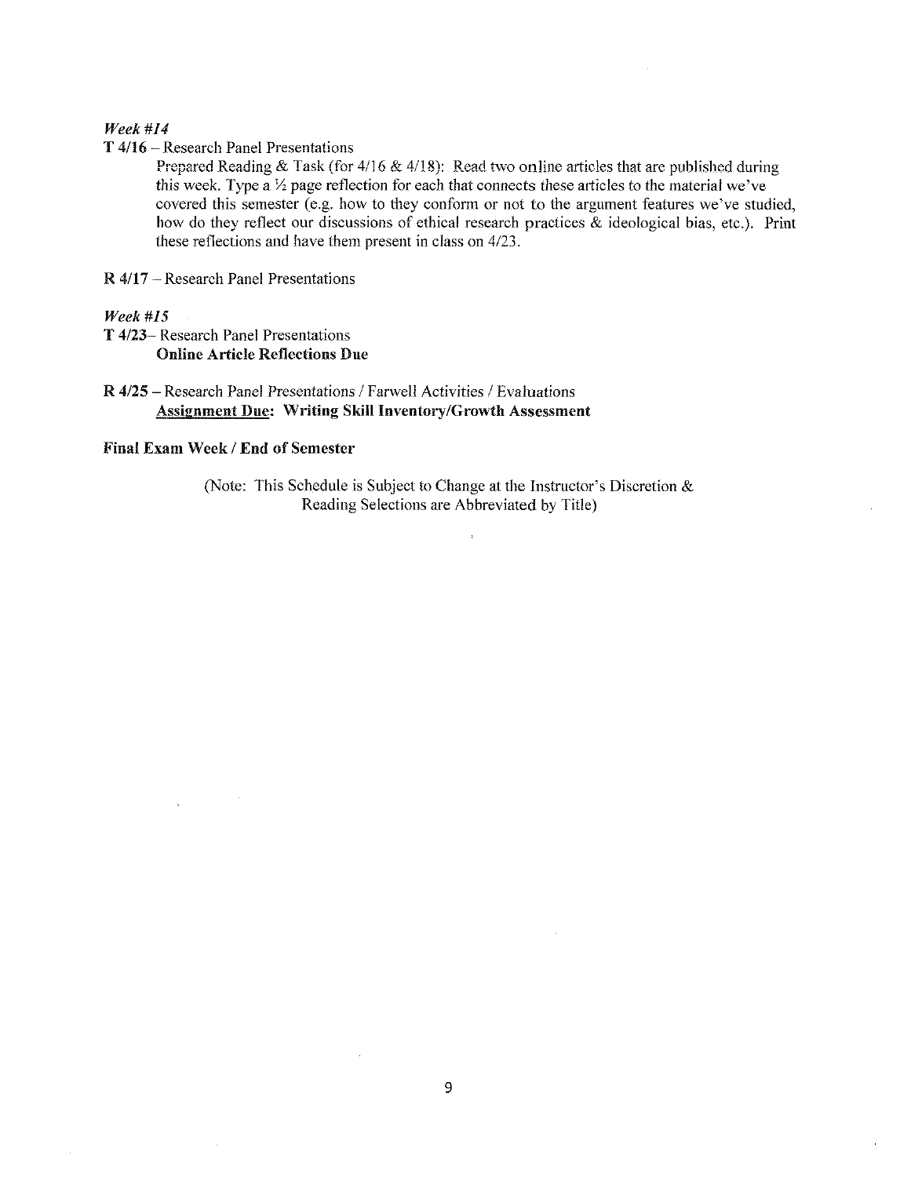*Week #14*

**T 4/16** – Research Panel Presentations

Prepared Reading & Task (for 4/16 & 4/18): Read two online articles that are published during this week. Type a ½ page reflection for each that connects these articles to the material we've covered this semester (e.g. how to they conform or not to the argument features we've studied, how do they reflect our discussions of ethical research practices & ideological bias, etc.). Print these reflections and have them present in class on 4/23.

**R 4/17** – Research Panel Presentations

*Week #15*

**T 4/23**– Research Panel Presentations

**Online Article Reflections Due**

**R 4/25** – Research Panel Presentations / Farwell Activities / Evaluations

**<u>Assignment Due</u>: Writing Skill Inventory/Growth Assessment**

**Final Exam Week / End of Semester**

(Note: This Schedule is Subject to Change at the Instructor's Discretion & Reading Selections are Abbreviated by Title)